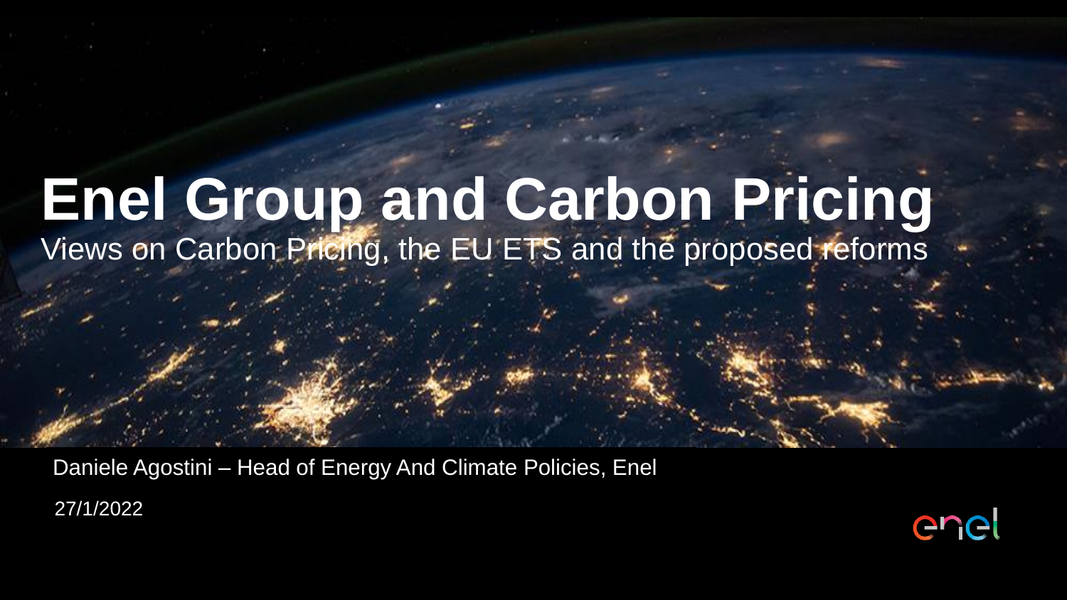# Enel Group and Carbon Pricing

Views on Carbon Pricing, the EU ETS and the proposed reforms

Daniele Agostini – Head of Energy And Climate Policies, Enel

27/1/2022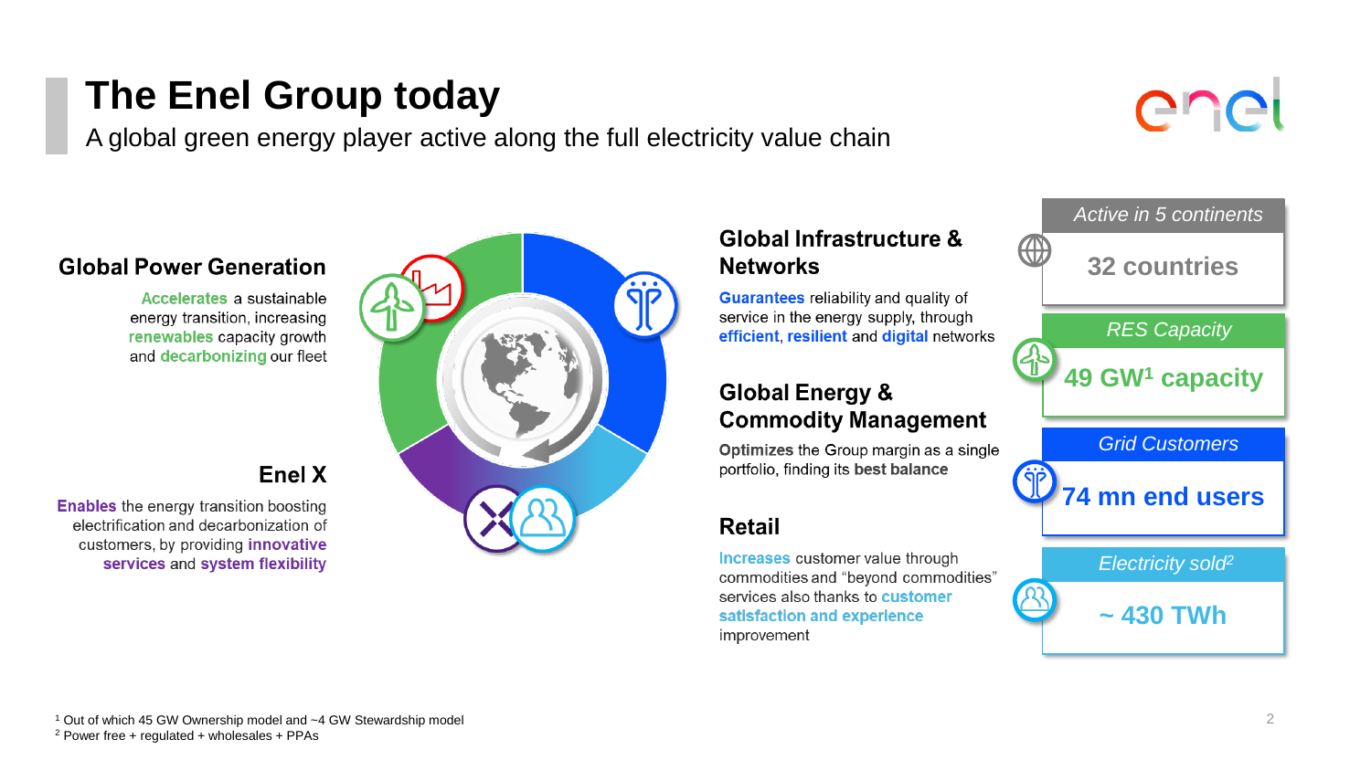# The Enel Group today

A global green energy player active along the full electricity value chain

### Global Power Generation

**Accelerates** a sustainable energy transition, increasing **renewables** capacity growth and **decarbonizing** our fleet

### Enel X

**Enables** the energy transition boosting electrification and decarbonization of customers, by providing **innovative services** and **system flexibility**

### Global Infrastructure & Networks

**Guarantees** reliability and quality of service in the energy supply, through **efficient**, **resilient** and **digital** networks

### Global Energy & Commodity Management

**Optimizes** the Group margin as a single portfolio, finding its **best balance**

### Retail

**Increases** customer value through commodities and "beyond commodities" services also thanks to **customer satisfaction and experience** improvement

*Active in 5 continents*

**32 countries**

*RES Capacity*

**49 GW[1] capacity**

*Grid Customers*

**74 mn end users**

*Electricity sold[2]*

**~ 430 TWh**

[1] Out of which 45 GW Ownership model and ~4 GW Stewardship model
[2] Power free + regulated + wholesales + PPAs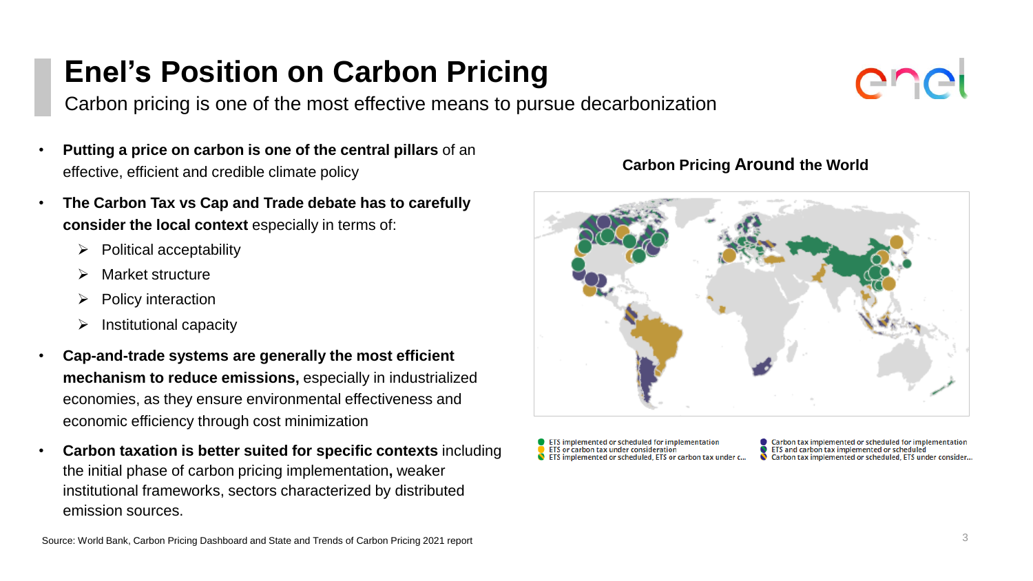# Enel's Position on Carbon Pricing

Carbon pricing is one of the most effective means to pursue decarbonization

- **Putting a price on carbon is one of the central pillars** of an effective, efficient and credible climate policy
- **The Carbon Tax vs Cap and Trade debate has to carefully consider the local context** especially in terms of:
  - Political acceptability
  - Market structure
  - Policy interaction
  - Institutional capacity
- **Cap-and-trade systems are generally the most efficient mechanism to reduce emissions,** especially in industrialized economies, as they ensure environmental effectiveness and economic efficiency through cost minimization
- **Carbon taxation is better suited for specific contexts** including the initial phase of carbon pricing implementation**,** weaker institutional frameworks, sectors characterized by distributed emission sources.

**Carbon Pricing Around the World**

- ETS implemented or scheduled for implementation
- ETS or carbon tax under consideration
- ETS implemented or scheduled, ETS or carbon tax under c...
- Carbon tax implemented or scheduled for implementation
- ETS and carbon tax implemented or scheduled
- Carbon tax implemented or scheduled, ETS under consider...

Source: World Bank, Carbon Pricing Dashboard and State and Trends of Carbon Pricing 2021 report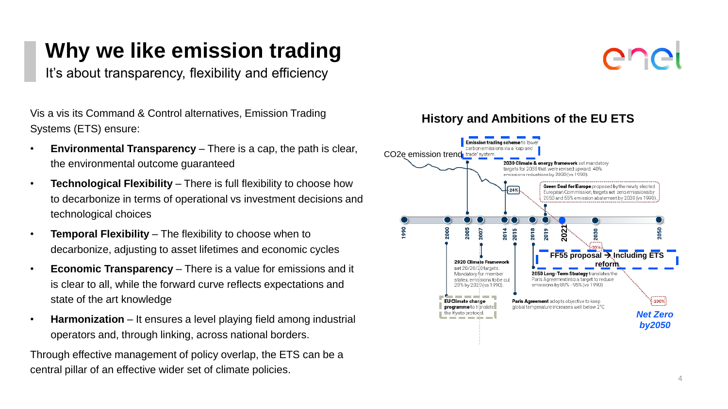# Why we like emission trading

It's about transparency, flexibility and efficiency

Vis a vis its Command & Control alternatives, Emission Trading Systems (ETS) ensure:

- **Environmental Transparency** – There is a cap, the path is clear, the environmental outcome guaranteed
- **Technological Flexibility** – There is full flexibility to choose how to decarbonize in terms of operational vs investment decisions and technological choices
- **Temporal Flexibility** – The flexibility to choose when to decarbonize, adjusting to asset lifetimes and economic cycles
- **Economic Transparency** – There is a value for emissions and it is clear to all, while the forward curve reflects expectations and state of the art knowledge
- **Harmonization** – It ensures a level playing field among industrial operators and, through linking, across national borders.

Through effective management of policy overlap, the ETS can be a central pillar of an effective wider set of climate policies.

## History and Ambitions of the EU ETS

CO2e emission trend

- 1990
- 2000 – **EU Climate change programme** to translate the Kyoto protocol.
- 2005 – **Emission trading scheme** to lower carbon emissions via a 'cap and trade' system.
- 2007 – **2020 Climate Framework** set 20/20/20 targets. Mandatory for member states, emissions to be cut 20% by 2020 (vs 1990).
- 2014 – **2030 Climate & energy framework** set mandatory targets for 2030 that were revised upward. 40% emissions reductions by 2030 (vs 1990). (-24%)
- 2015 – **Paris Agreement** adopts objective to keep global temperature increases well below 2°C
- 2018 – **2050 Long-Term Strategy** translates the Paris Agreement into a target to reduce emissions by 80% - 95% (vs 1990)
- 2019 – **Green Deal for Europe** proposed by the newly elected European Commission, targets net zero emissions by 2050 and 55% emission abatement by 2030 (vs 1990).
- 2021 – **FF55 proposal → Including ETS reform**
- 2030 – -55%
- 2050 – -100% *Net Zero by2050*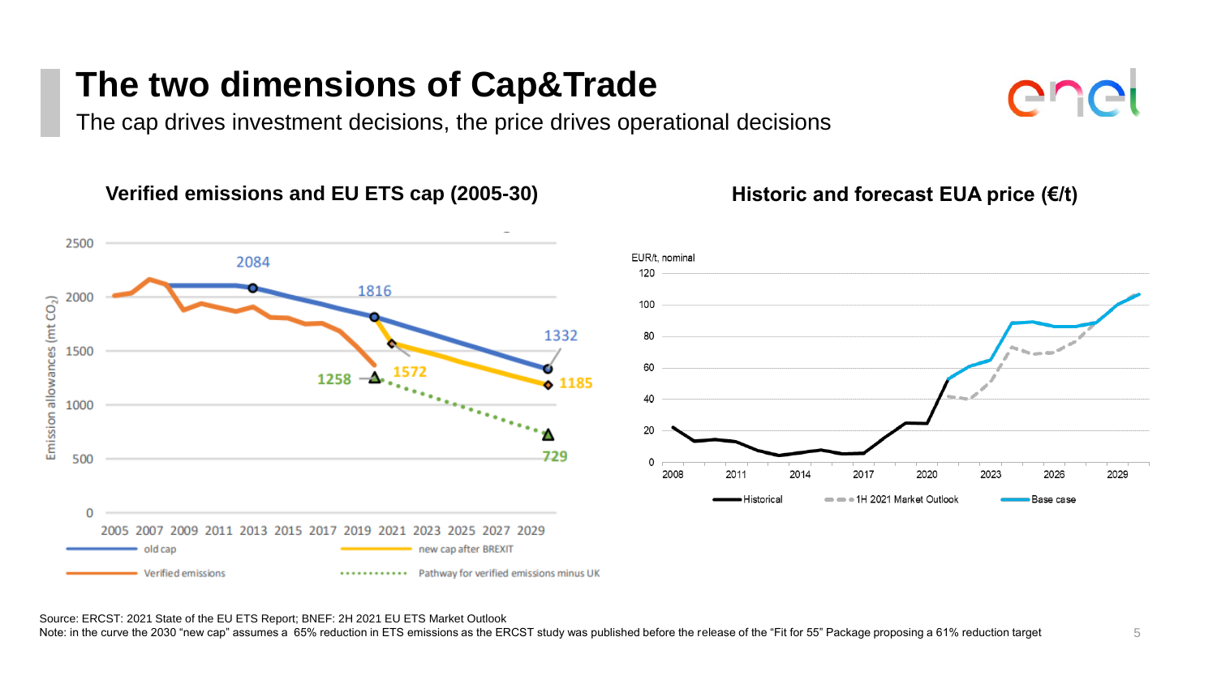# The two dimensions of Cap&Trade

The cap drives investment decisions, the price drives operational decisions

### Verified emissions and EU ETS cap (2005-30)

Emission allowances (mt $CO_2$)

- old cap: 2084, 1816, 1332
- new cap after BREXIT: 1572, 1185
- Verified emissions
- Pathway for verified emissions minus UK: 1258, 729

### Historic and forecast EUA price (€/t)

EUR/t, nominal

- Historical
- 1H 2021 Market Outlook
- Base case

Source: ERCST: 2021 State of the EU ETS Report; BNEF: 2H 2021 EU ETS Market Outlook

Note: in the curve the 2030 "new cap" assumes a 65% reduction in ETS emissions as the ERCST study was published before the release of the "Fit for 55" Package proposing a 61% reduction target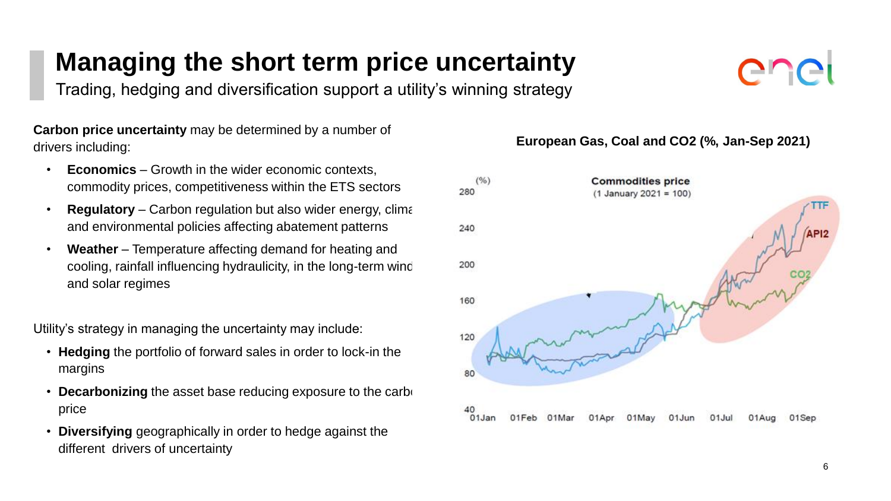# Managing the short term price uncertainty

Trading, hedging and diversification support a utility's winning strategy

**Carbon price uncertainty** may be determined by a number of drivers including:

- **Economics** – Growth in the wider economic contexts, commodity prices, competitiveness within the ETS sectors
- **Regulatory** – Carbon regulation but also wider energy, clima and environmental policies affecting abatement patterns
- **Weather** – Temperature affecting demand for heating and cooling, rainfall influencing hydraulicity, in the long-term wind and solar regimes

Utility's strategy in managing the uncertainty may include:

- **Hedging** the portfolio of forward sales in order to lock-in the margins
- **Decarbonizing** the asset base reducing exposure to the carb price
- **Diversifying** geographically in order to hedge against the different drivers of uncertainty

**European Gas, Coal and CO2 (%, Jan-Sep 2021)**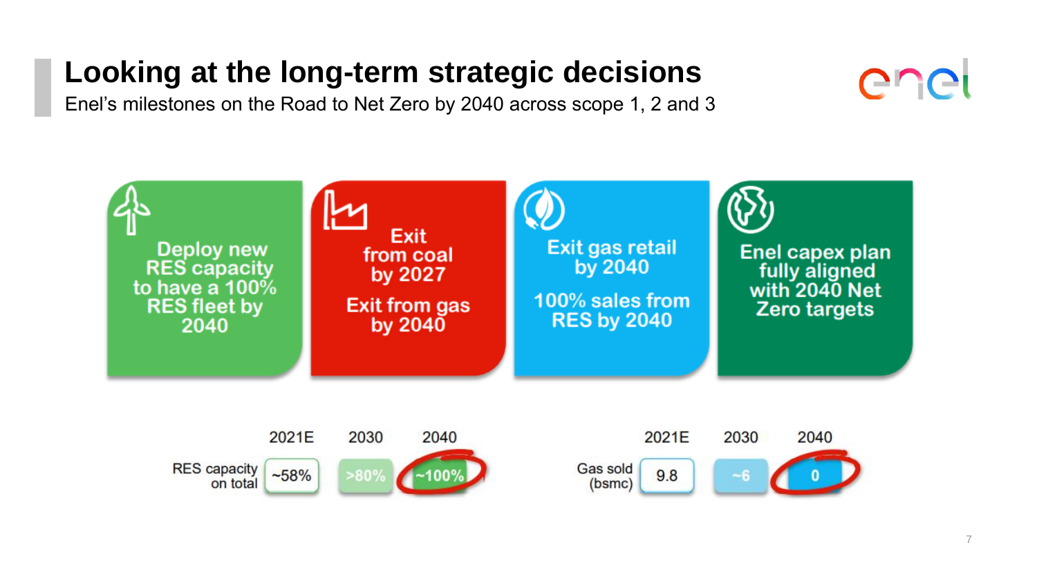# Looking at the long-term strategic decisions

Enel's milestones on the Road to Net Zero by 2040 across scope 1, 2 and 3

- **Deploy new RES capacity to have a 100% RES fleet by 2040**
- **Exit from coal by 2027**
  **Exit from gas by 2040**
- **Exit gas retail by 2040**
  **100% sales from RES by 2040**
- **Enel capex plan fully aligned with 2040 Net Zero targets**

| | 2021E | 2030 | 2040 |
|---|---|---|---|
| RES capacity on total | ~58% | >80% | ~100% |

| | 2021E | 2030 | 2040 |
|---|---|---|---|
| Gas sold (bsmc) | 9.8 | ~6 | 0 |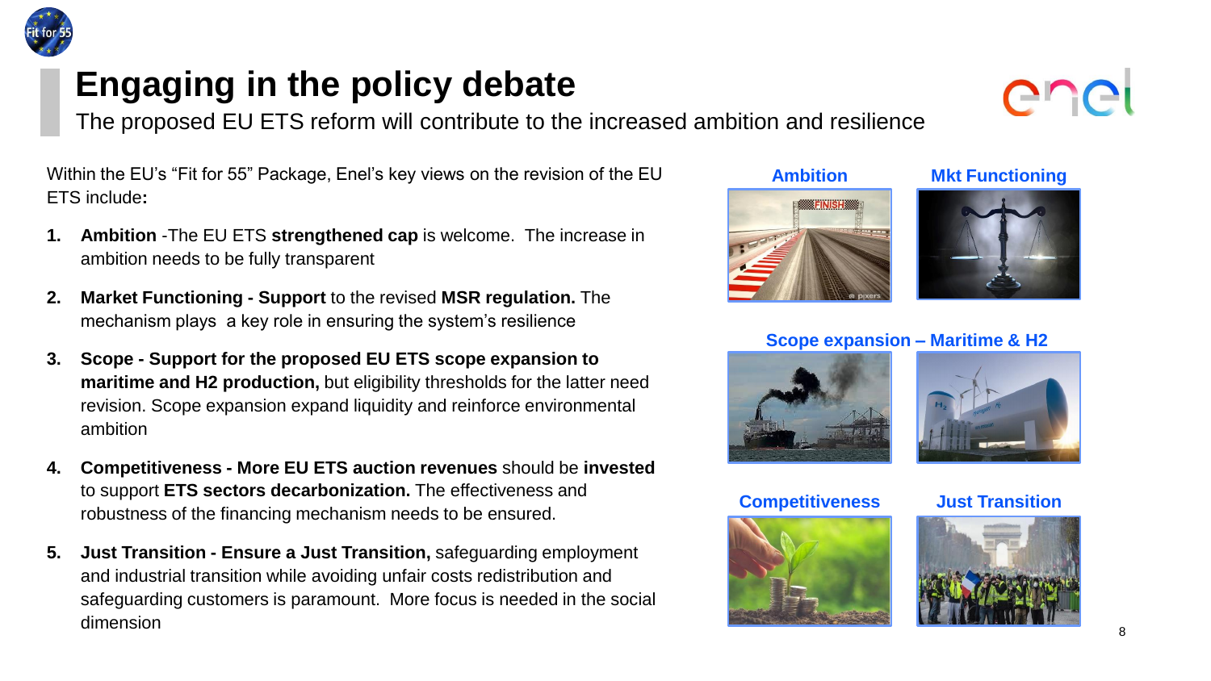# Engaging in the policy debate

The proposed EU ETS reform will contribute to the increased ambition and resilience

Within the EU's "Fit for 55" Package, Enel's key views on the revision of the EU ETS include**:**

1. **Ambition** -The EU ETS **strengthened cap** is welcome. The increase in ambition needs to be fully transparent
2. **Market Functioning - Support** to the revised **MSR regulation.** The mechanism plays a key role in ensuring the system's resilience
3. **Scope - Support for the proposed EU ETS scope expansion to maritime and H2 production,** but eligibility thresholds for the latter need revision. Scope expansion expand liquidity and reinforce environmental ambition
4. **Competitiveness - More EU ETS auction revenues** should be **invested** to support **ETS sectors decarbonization.** The effectiveness and robustness of the financing mechanism needs to be ensured.
5. **Just Transition - Ensure a Just Transition,** safeguarding employment and industrial transition while avoiding unfair costs redistribution and safeguarding customers is paramount. More focus is needed in the social dimension

**Ambition**

**Mkt Functioning**

**Scope expansion – Maritime & H2**

**Competitiveness**

**Just Transition**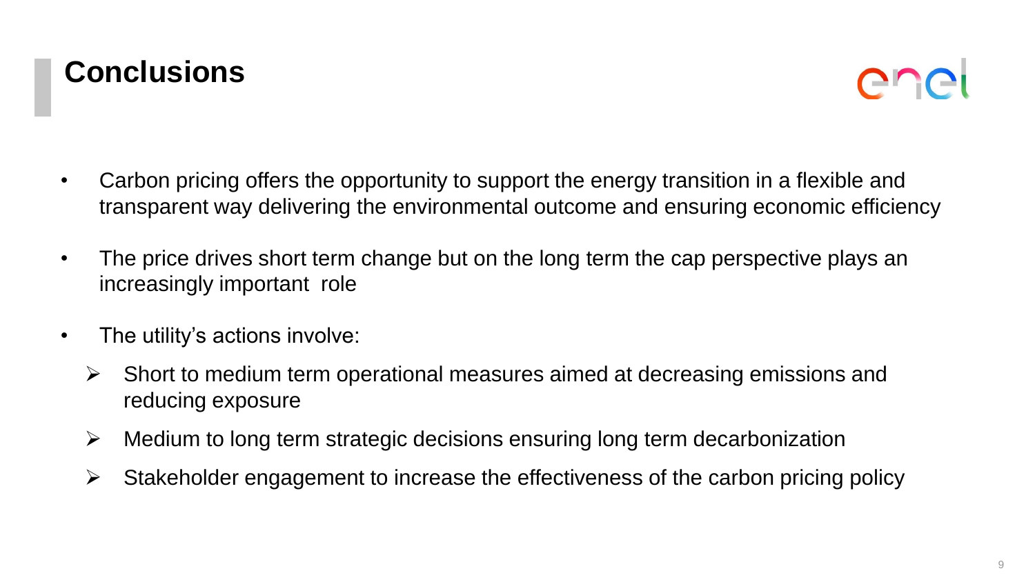# Conclusions

- Carbon pricing offers the opportunity to support the energy transition in a flexible and transparent way delivering the environmental outcome and ensuring economic efficiency
- The price drives short term change but on the long term the cap perspective plays an increasingly important role
- The utility's actions involve:
  - Short to medium term operational measures aimed at decreasing emissions and reducing exposure
  - Medium to long term strategic decisions ensuring long term decarbonization
  - Stakeholder engagement to increase the effectiveness of the carbon pricing policy